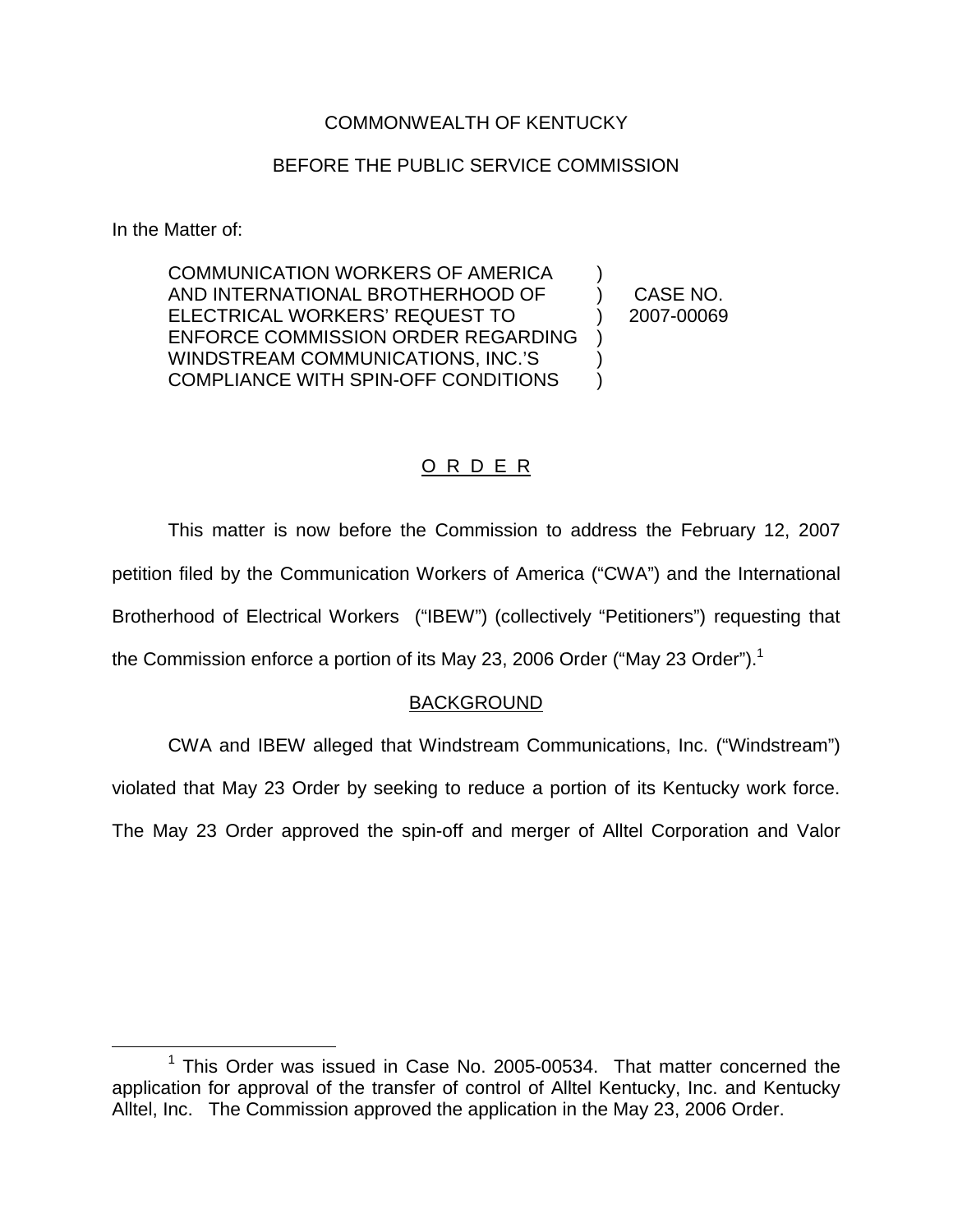COMMONWEALTH OF KENTUCKY

BEFORE THE PUBLIC SERVICE COMMISSION

In the Matter of:

COMMUNICATION WORKERS OF AMERICA AND INTERNATIONAL BROTHERHOOD OF ELECTRICAL WORKERS' REQUEST TO ENFORCE COMMISSION ORDER REGARDING WINDSTREAM COMMUNICATIONS, INC.'S COMPLIANCE WITH SPIN-OFF CONDITIONS ) CASE NO. 2007-00069

O R D E R

This matter is now before the Commission to address the February 12, 2007 petition filed by the Communication Workers of America ("CWA") and the International Brotherhood of Electrical Workers ("IBEW") (collectively "Petitioners") requesting that the Commission enforce a portion of its May 23, 2006 Order ("May 23 Order").[1]

BACKGROUND

CWA and IBEW alleged that Windstream Communications, Inc. ("Windstream") violated that May 23 Order by seeking to reduce a portion of its Kentucky work force. The May 23 Order approved the spin-off and merger of Alltel Corporation and Valor

[1] This Order was issued in Case No. 2005-00534. That matter concerned the application for approval of the transfer of control of Alltel Kentucky, Inc. and Kentucky Alltel, Inc. The Commission approved the application in the May 23, 2006 Order.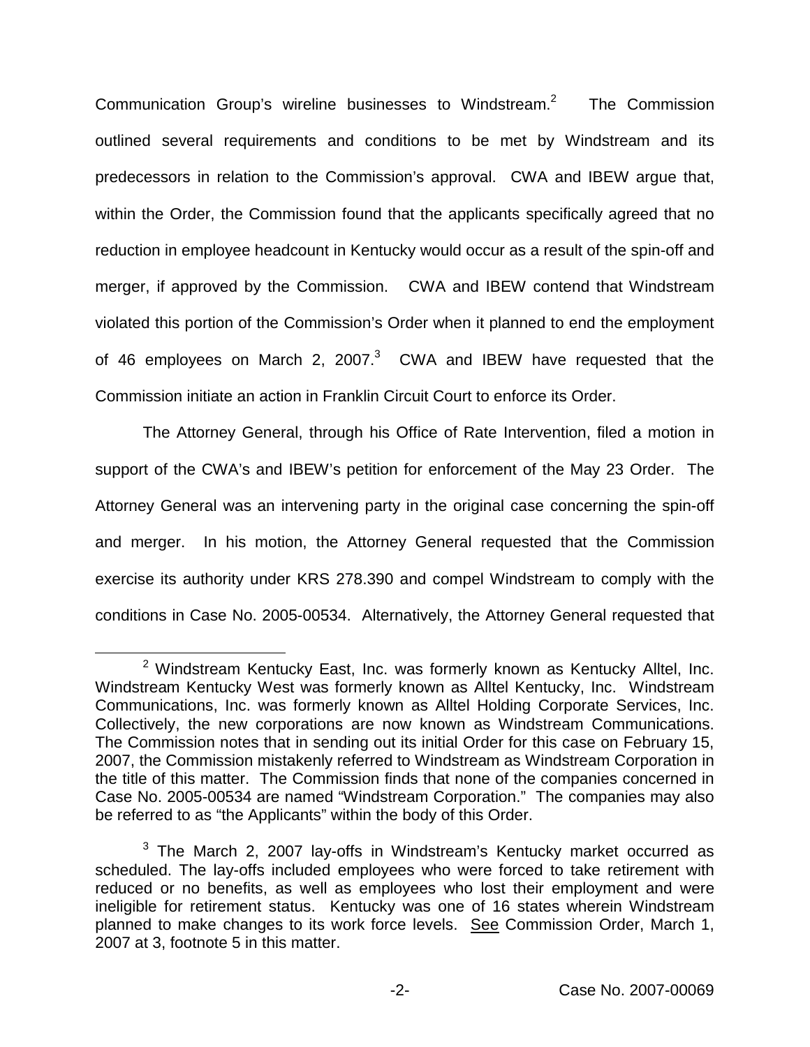Communication Group's wireline businesses to Windstream.[2] The Commission outlined several requirements and conditions to be met by Windstream and its predecessors in relation to the Commission's approval. CWA and IBEW argue that, within the Order, the Commission found that the applicants specifically agreed that no reduction in employee headcount in Kentucky would occur as a result of the spin-off and merger, if approved by the Commission. CWA and IBEW contend that Windstream violated this portion of the Commission's Order when it planned to end the employment of 46 employees on March 2, 2007.[3] CWA and IBEW have requested that the Commission initiate an action in Franklin Circuit Court to enforce its Order.

The Attorney General, through his Office of Rate Intervention, filed a motion in support of the CWA's and IBEW's petition for enforcement of the May 23 Order. The Attorney General was an intervening party in the original case concerning the spin-off and merger. In his motion, the Attorney General requested that the Commission exercise its authority under KRS 278.390 and compel Windstream to comply with the conditions in Case No. 2005-00534. Alternatively, the Attorney General requested that

---

[2] Windstream Kentucky East, Inc. was formerly known as Kentucky Alltel, Inc. Windstream Kentucky West was formerly known as Alltel Kentucky, Inc. Windstream Communications, Inc. was formerly known as Alltel Holding Corporate Services, Inc. Collectively, the new corporations are now known as Windstream Communications. The Commission notes that in sending out its initial Order for this case on February 15, 2007, the Commission mistakenly referred to Windstream as Windstream Corporation in the title of this matter. The Commission finds that none of the companies concerned in Case No. 2005-00534 are named "Windstream Corporation." The companies may also be referred to as "the Applicants" within the body of this Order.

[3] The March 2, 2007 lay-offs in Windstream's Kentucky market occurred as scheduled. The lay-offs included employees who were forced to take retirement with reduced or no benefits, as well as employees who lost their employment and were ineligible for retirement status. Kentucky was one of 16 states wherein Windstream planned to make changes to its work force levels. See Commission Order, March 1, 2007 at 3, footnote 5 in this matter.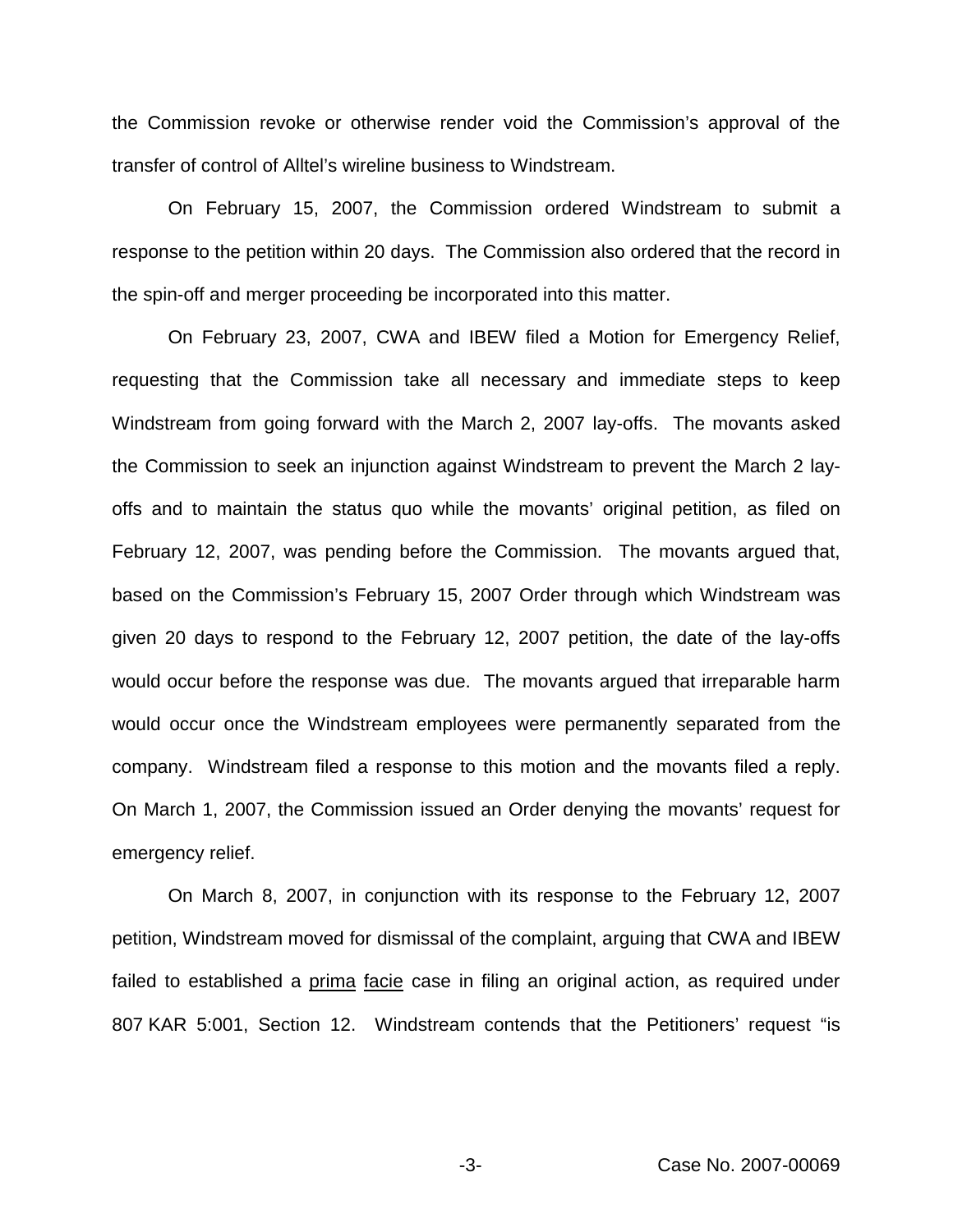the Commission revoke or otherwise render void the Commission's approval of the transfer of control of Alltel's wireline business to Windstream.

On February 15, 2007, the Commission ordered Windstream to submit a response to the petition within 20 days. The Commission also ordered that the record in the spin-off and merger proceeding be incorporated into this matter.

On February 23, 2007, CWA and IBEW filed a Motion for Emergency Relief, requesting that the Commission take all necessary and immediate steps to keep Windstream from going forward with the March 2, 2007 lay-offs. The movants asked the Commission to seek an injunction against Windstream to prevent the March 2 lay-offs and to maintain the status quo while the movants' original petition, as filed on February 12, 2007, was pending before the Commission. The movants argued that, based on the Commission's February 15, 2007 Order through which Windstream was given 20 days to respond to the February 12, 2007 petition, the date of the lay-offs would occur before the response was due. The movants argued that irreparable harm would occur once the Windstream employees were permanently separated from the company. Windstream filed a response to this motion and the movants filed a reply. On March 1, 2007, the Commission issued an Order denying the movants' request for emergency relief.

On March 8, 2007, in conjunction with its response to the February 12, 2007 petition, Windstream moved for dismissal of the complaint, arguing that CWA and IBEW failed to established a prima facie case in filing an original action, as required under 807 KAR 5:001, Section 12. Windstream contends that the Petitioners' request "is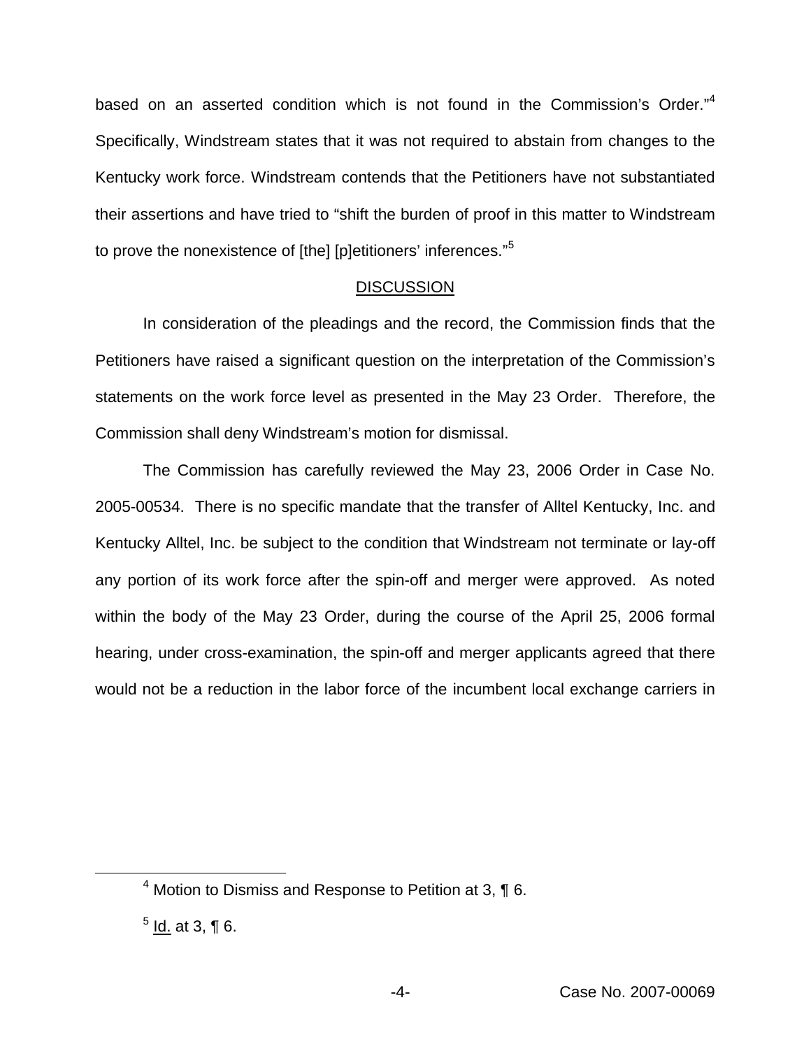based on an asserted condition which is not found in the Commission's Order."[4] Specifically, Windstream states that it was not required to abstain from changes to the Kentucky work force. Windstream contends that the Petitioners have not substantiated their assertions and have tried to "shift the burden of proof in this matter to Windstream to prove the nonexistence of [the] [p]etitioners' inferences."[5]

## DISCUSSION

In consideration of the pleadings and the record, the Commission finds that the Petitioners have raised a significant question on the interpretation of the Commission's statements on the work force level as presented in the May 23 Order. Therefore, the Commission shall deny Windstream's motion for dismissal.

The Commission has carefully reviewed the May 23, 2006 Order in Case No. 2005-00534. There is no specific mandate that the transfer of Alltel Kentucky, Inc. and Kentucky Alltel, Inc. be subject to the condition that Windstream not terminate or lay-off any portion of its work force after the spin-off and merger were approved. As noted within the body of the May 23 Order, during the course of the April 25, 2006 formal hearing, under cross-examination, the spin-off and merger applicants agreed that there would not be a reduction in the labor force of the incumbent local exchange carriers in

---

[4] Motion to Dismiss and Response to Petition at 3, ¶ 6.

[5] Id. at 3, ¶ 6.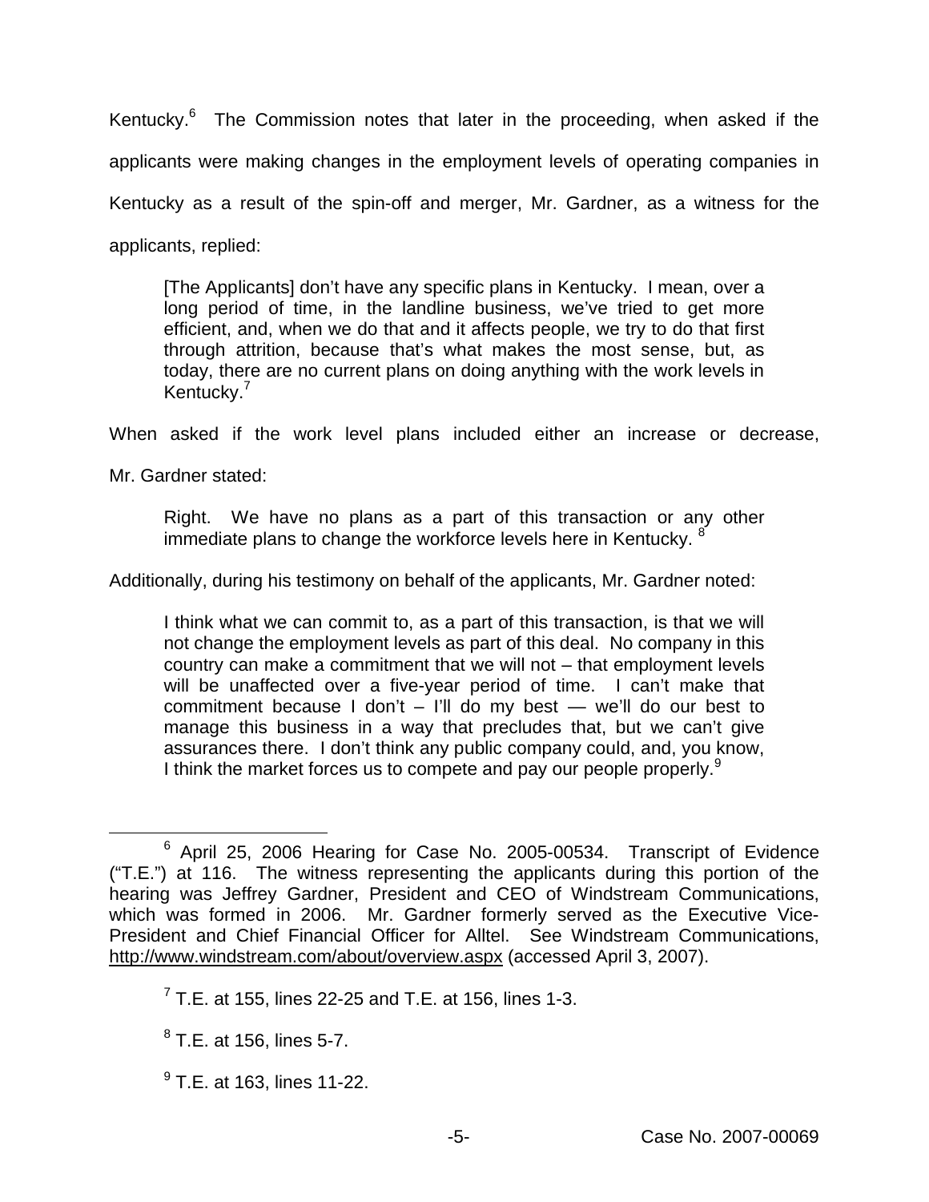Kentucky.[6] The Commission notes that later in the proceeding, when asked if the applicants were making changes in the employment levels of operating companies in Kentucky as a result of the spin-off and merger, Mr. Gardner, as a witness for the applicants, replied:

> [The Applicants] don't have any specific plans in Kentucky. I mean, over a long period of time, in the landline business, we've tried to get more efficient, and, when we do that and it affects people, we try to do that first through attrition, because that's what makes the most sense, but, as today, there are no current plans on doing anything with the work levels in Kentucky.[7]

When asked if the work level plans included either an increase or decrease, Mr. Gardner stated:

> Right. We have no plans as a part of this transaction or any other immediate plans to change the workforce levels here in Kentucky. [8]

Additionally, during his testimony on behalf of the applicants, Mr. Gardner noted:

> I think what we can commit to, as a part of this transaction, is that we will not change the employment levels as part of this deal. No company in this country can make a commitment that we will not – that employment levels will be unaffected over a five-year period of time. I can't make that commitment because I don't – I'll do my best — we'll do our best to manage this business in a way that precludes that, but we can't give assurances there. I don't think any public company could, and, you know, I think the market forces us to compete and pay our people properly.[9]

---

[6] April 25, 2006 Hearing for Case No. 2005-00534. Transcript of Evidence ("T.E.") at 116. The witness representing the applicants during this portion of the hearing was Jeffrey Gardner, President and CEO of Windstream Communications, which was formed in 2006. Mr. Gardner formerly served as the Executive Vice-President and Chief Financial Officer for Alltel. See Windstream Communications, http://www.windstream.com/about/overview.aspx (accessed April 3, 2007).

[7] T.E. at 155, lines 22-25 and T.E. at 156, lines 1-3.

[8] T.E. at 156, lines 5-7.

[9] T.E. at 163, lines 11-22.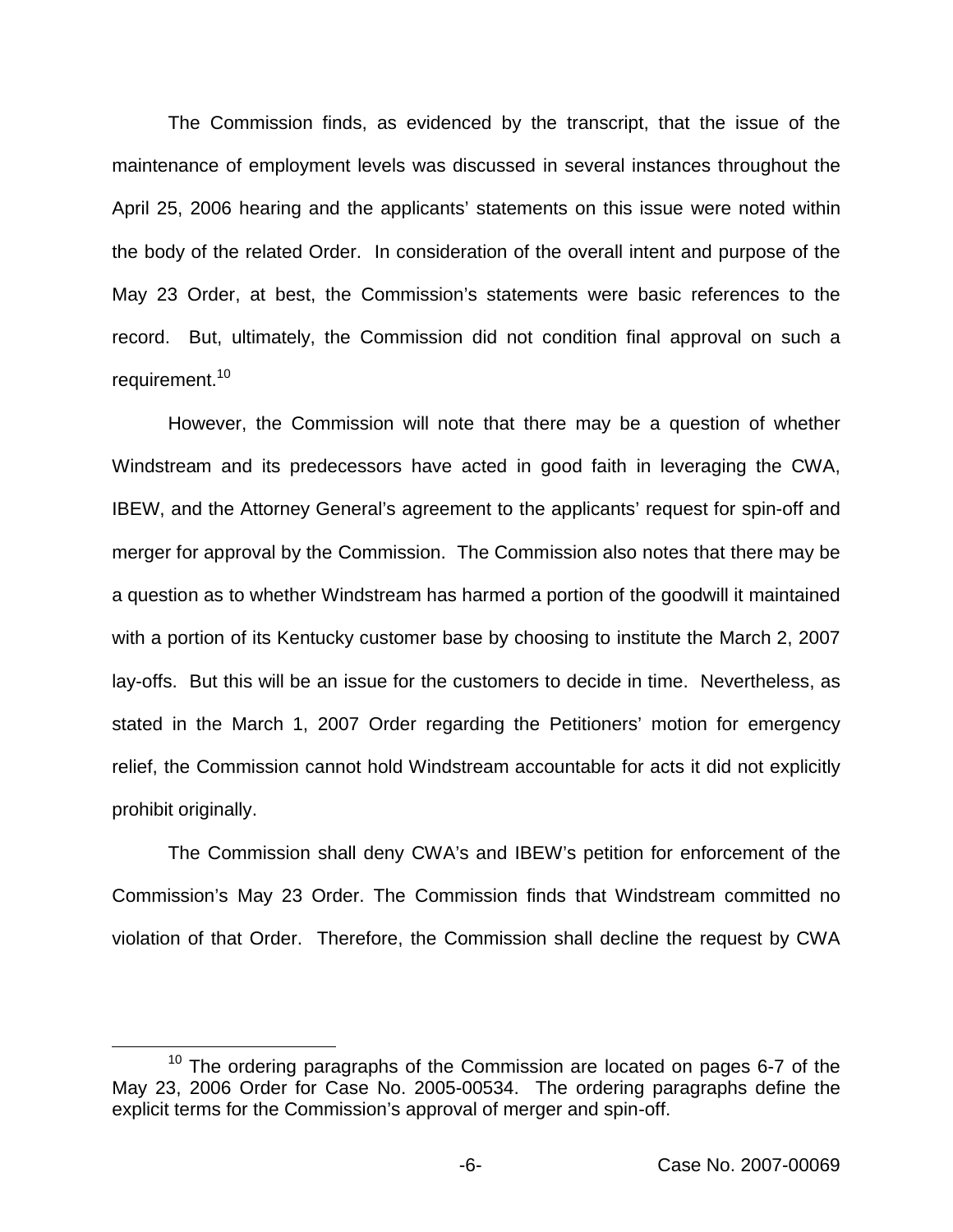The Commission finds, as evidenced by the transcript, that the issue of the maintenance of employment levels was discussed in several instances throughout the April 25, 2006 hearing and the applicants' statements on this issue were noted within the body of the related Order. In consideration of the overall intent and purpose of the May 23 Order, at best, the Commission's statements were basic references to the record. But, ultimately, the Commission did not condition final approval on such a requirement.[10]

However, the Commission will note that there may be a question of whether Windstream and its predecessors have acted in good faith in leveraging the CWA, IBEW, and the Attorney General's agreement to the applicants' request for spin-off and merger for approval by the Commission. The Commission also notes that there may be a question as to whether Windstream has harmed a portion of the goodwill it maintained with a portion of its Kentucky customer base by choosing to institute the March 2, 2007 lay-offs. But this will be an issue for the customers to decide in time. Nevertheless, as stated in the March 1, 2007 Order regarding the Petitioners' motion for emergency relief, the Commission cannot hold Windstream accountable for acts it did not explicitly prohibit originally.

The Commission shall deny CWA's and IBEW's petition for enforcement of the Commission's May 23 Order. The Commission finds that Windstream committed no violation of that Order. Therefore, the Commission shall decline the request by CWA

[10] The ordering paragraphs of the Commission are located on pages 6-7 of the May 23, 2006 Order for Case No. 2005-00534. The ordering paragraphs define the explicit terms for the Commission's approval of merger and spin-off.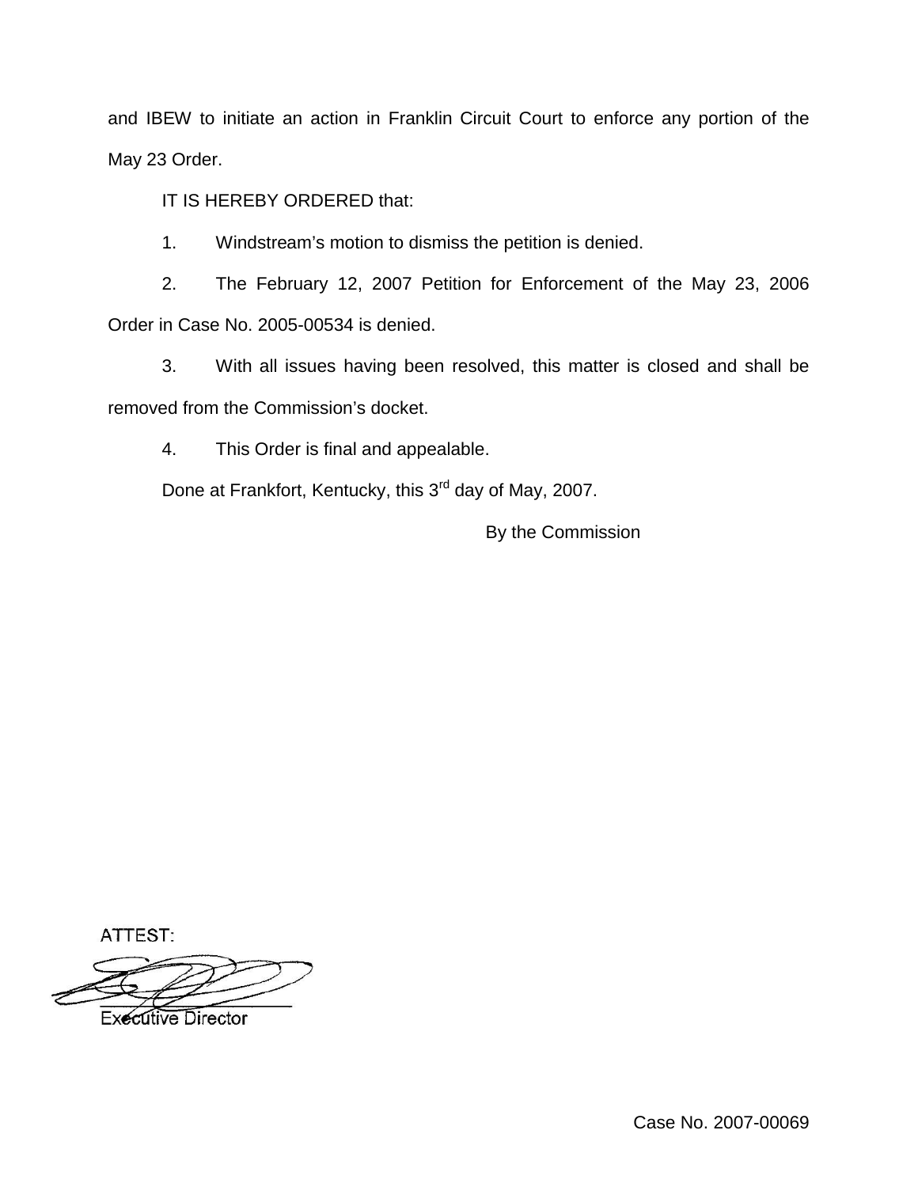and IBEW to initiate an action in Franklin Circuit Court to enforce any portion of the May 23 Order.

IT IS HEREBY ORDERED that:

1. Windstream's motion to dismiss the petition is denied.

2. The February 12, 2007 Petition for Enforcement of the May 23, 2006 Order in Case No. 2005-00534 is denied.

3. With all issues having been resolved, this matter is closed and shall be removed from the Commission's docket.

4. This Order is final and appealable.

Done at Frankfort, Kentucky, this 3rd day of May, 2007.

By the Commission

ATTEST:

Executive Director

Case No. 2007-00069